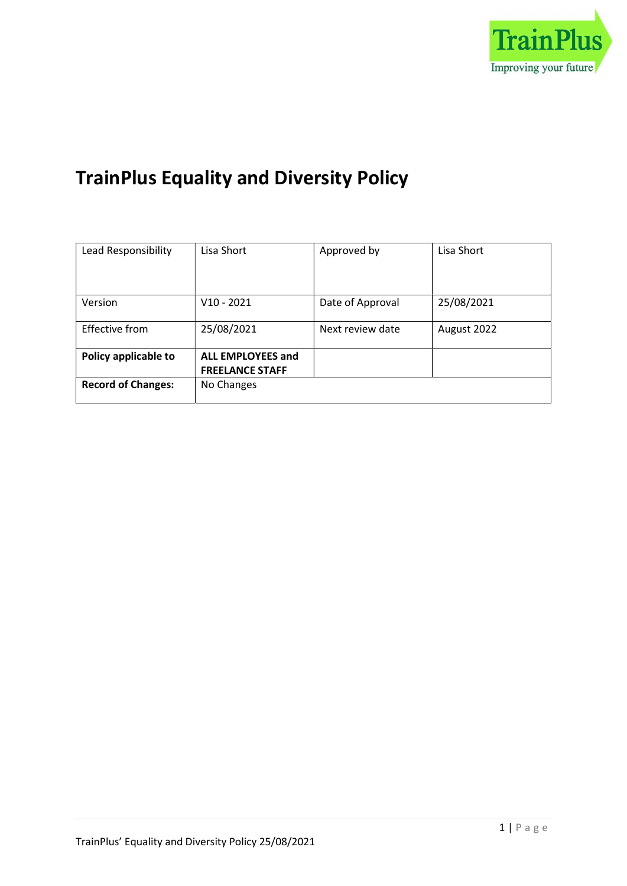# TrainPlus Equality and Diversity Policy

| Lead Responsibility | Lisa Short | Approved by | Lisa Short |
|---|---|---|---|
| Version | V10 - 2021 | Date of Approval | 25/08/2021 |
| Effective from | 25/08/2021 | Next review date | August 2022 |
| **Policy applicable to** | **ALL EMPLOYEES and FREELANCE STAFF** | | |
| **Record of Changes:** | No Changes | | |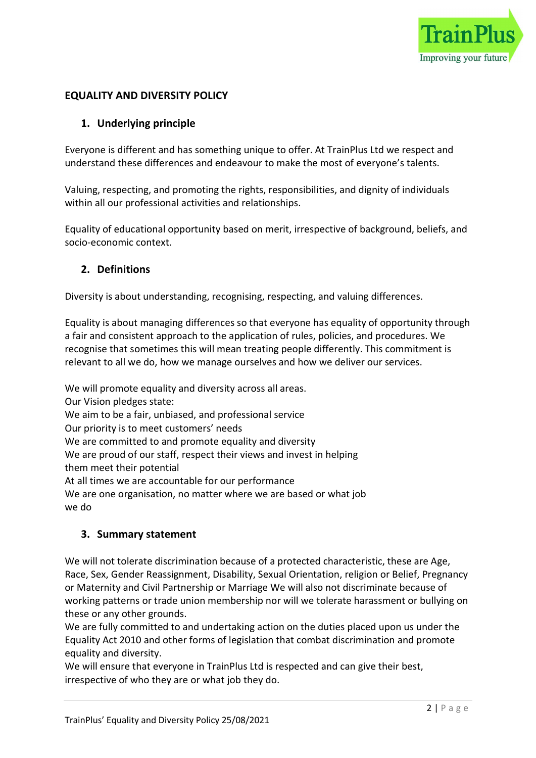## EQUALITY AND DIVERSITY POLICY

### 1. Underlying principle

Everyone is different and has something unique to offer. At TrainPlus Ltd we respect and understand these differences and endeavour to make the most of everyone's talents.

Valuing, respecting, and promoting the rights, responsibilities, and dignity of individuals within all our professional activities and relationships.

Equality of educational opportunity based on merit, irrespective of background, beliefs, and socio-economic context.

### 2. Definitions

Diversity is about understanding, recognising, respecting, and valuing differences.

Equality is about managing differences so that everyone has equality of opportunity through a fair and consistent approach to the application of rules, policies, and procedures. We recognise that sometimes this will mean treating people differently. This commitment is relevant to all we do, how we manage ourselves and how we deliver our services.

We will promote equality and diversity across all areas.
Our Vision pledges state:
We aim to be a fair, unbiased, and professional service
Our priority is to meet customers' needs
We are committed to and promote equality and diversity
We are proud of our staff, respect their views and invest in helping them meet their potential
At all times we are accountable for our performance
We are one organisation, no matter where we are based or what job we do

### 3. Summary statement

We will not tolerate discrimination because of a protected characteristic, these are Age, Race, Sex, Gender Reassignment, Disability, Sexual Orientation, religion or Belief, Pregnancy or Maternity and Civil Partnership or Marriage We will also not discriminate because of working patterns or trade union membership nor will we tolerate harassment or bullying on these or any other grounds.
We are fully committed to and undertaking action on the duties placed upon us under the Equality Act 2010 and other forms of legislation that combat discrimination and promote equality and diversity.
We will ensure that everyone in TrainPlus Ltd is respected and can give their best, irrespective of who they are or what job they do.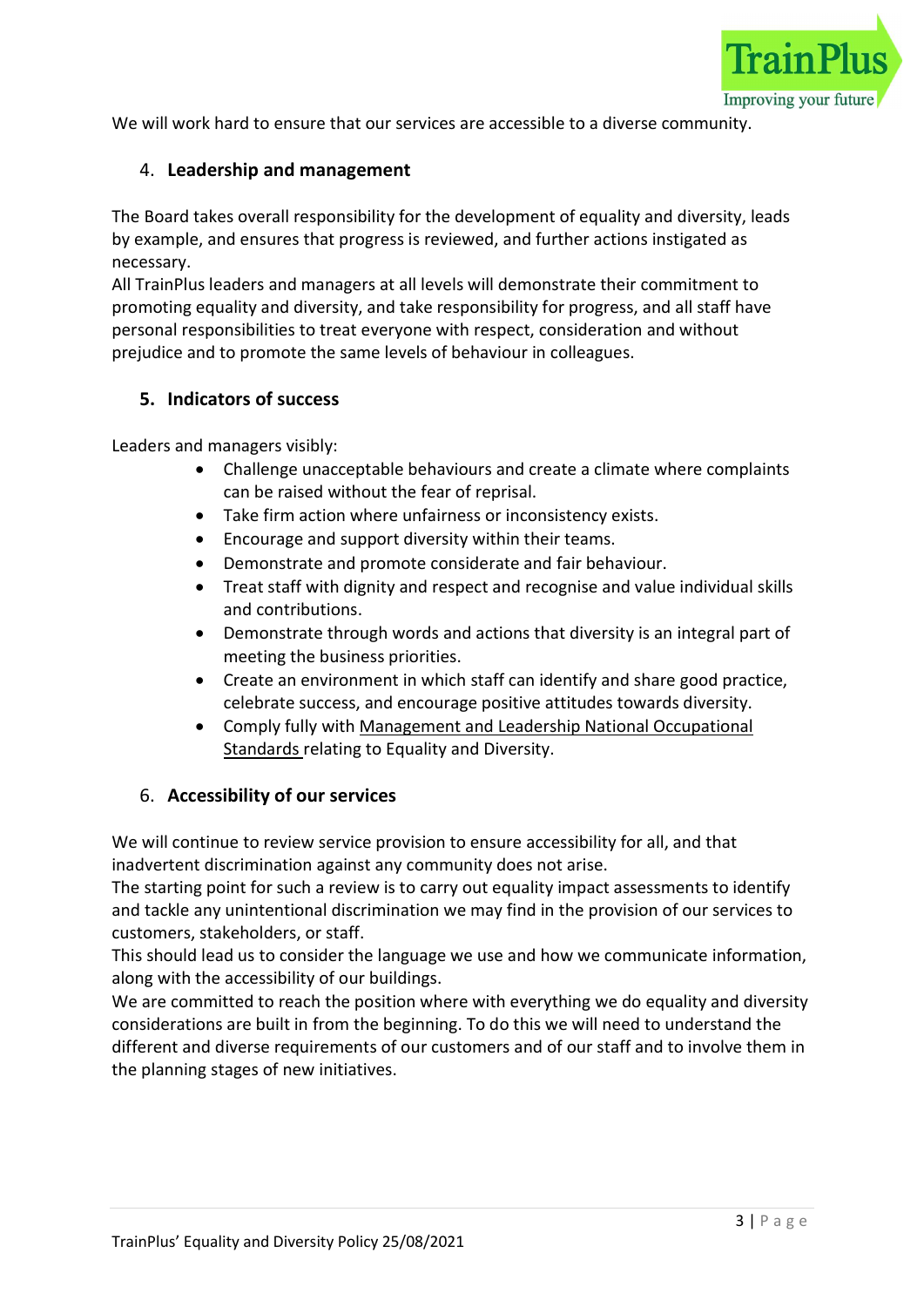We will work hard to ensure that our services are accessible to a diverse community.

## 4. Leadership and management

The Board takes overall responsibility for the development of equality and diversity, leads by example, and ensures that progress is reviewed, and further actions instigated as necessary.

All TrainPlus leaders and managers at all levels will demonstrate their commitment to promoting equality and diversity, and take responsibility for progress, and all staff have personal responsibilities to treat everyone with respect, consideration and without prejudice and to promote the same levels of behaviour in colleagues.

## 5. Indicators of success

Leaders and managers visibly:

- Challenge unacceptable behaviours and create a climate where complaints can be raised without the fear of reprisal.
- Take firm action where unfairness or inconsistency exists.
- Encourage and support diversity within their teams.
- Demonstrate and promote considerate and fair behaviour.
- Treat staff with dignity and respect and recognise and value individual skills and contributions.
- Demonstrate through words and actions that diversity is an integral part of meeting the business priorities.
- Create an environment in which staff can identify and share good practice, celebrate success, and encourage positive attitudes towards diversity.
- Comply fully with Management and Leadership National Occupational Standards relating to Equality and Diversity.

## 6. Accessibility of our services

We will continue to review service provision to ensure accessibility for all, and that inadvertent discrimination against any community does not arise.

The starting point for such a review is to carry out equality impact assessments to identify and tackle any unintentional discrimination we may find in the provision of our services to customers, stakeholders, or staff.

This should lead us to consider the language we use and how we communicate information, along with the accessibility of our buildings.

We are committed to reach the position where with everything we do equality and diversity considerations are built in from the beginning. To do this we will need to understand the different and diverse requirements of our customers and of our staff and to involve them in the planning stages of new initiatives.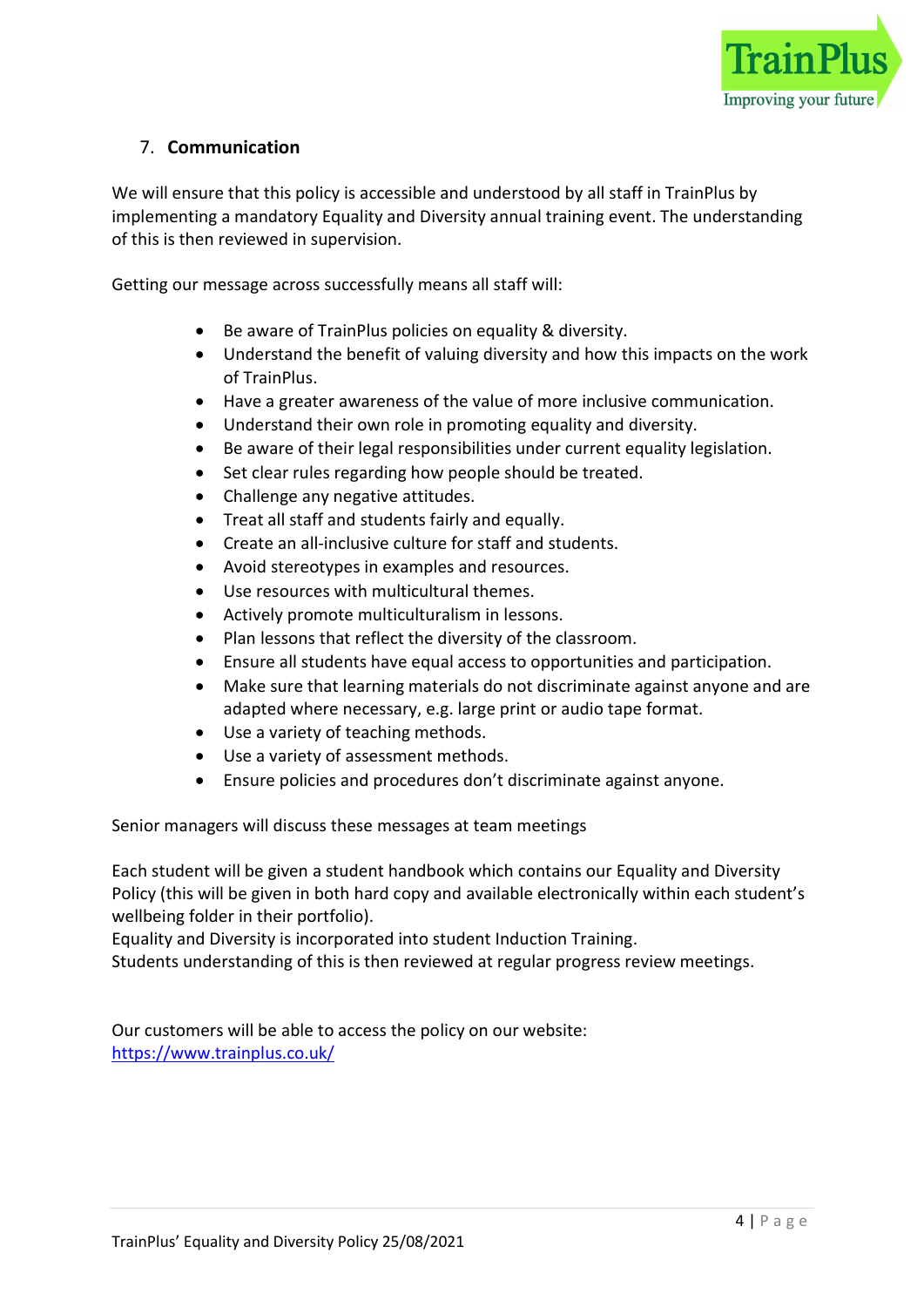## 7. **Communication**

We will ensure that this policy is accessible and understood by all staff in TrainPlus by implementing a mandatory Equality and Diversity annual training event. The understanding of this is then reviewed in supervision.

Getting our message across successfully means all staff will:

- Be aware of TrainPlus policies on equality & diversity.
- Understand the benefit of valuing diversity and how this impacts on the work of TrainPlus.
- Have a greater awareness of the value of more inclusive communication.
- Understand their own role in promoting equality and diversity.
- Be aware of their legal responsibilities under current equality legislation.
- Set clear rules regarding how people should be treated.
- Challenge any negative attitudes.
- Treat all staff and students fairly and equally.
- Create an all-inclusive culture for staff and students.
- Avoid stereotypes in examples and resources.
- Use resources with multicultural themes.
- Actively promote multiculturalism in lessons.
- Plan lessons that reflect the diversity of the classroom.
- Ensure all students have equal access to opportunities and participation.
- Make sure that learning materials do not discriminate against anyone and are adapted where necessary, e.g. large print or audio tape format.
- Use a variety of teaching methods.
- Use a variety of assessment methods.
- Ensure policies and procedures don't discriminate against anyone.

Senior managers will discuss these messages at team meetings

Each student will be given a student handbook which contains our Equality and Diversity Policy (this will be given in both hard copy and available electronically within each student's wellbeing folder in their portfolio).
Equality and Diversity is incorporated into student Induction Training.
Students understanding of this is then reviewed at regular progress review meetings.

Our customers will be able to access the policy on our website:
https://www.trainplus.co.uk/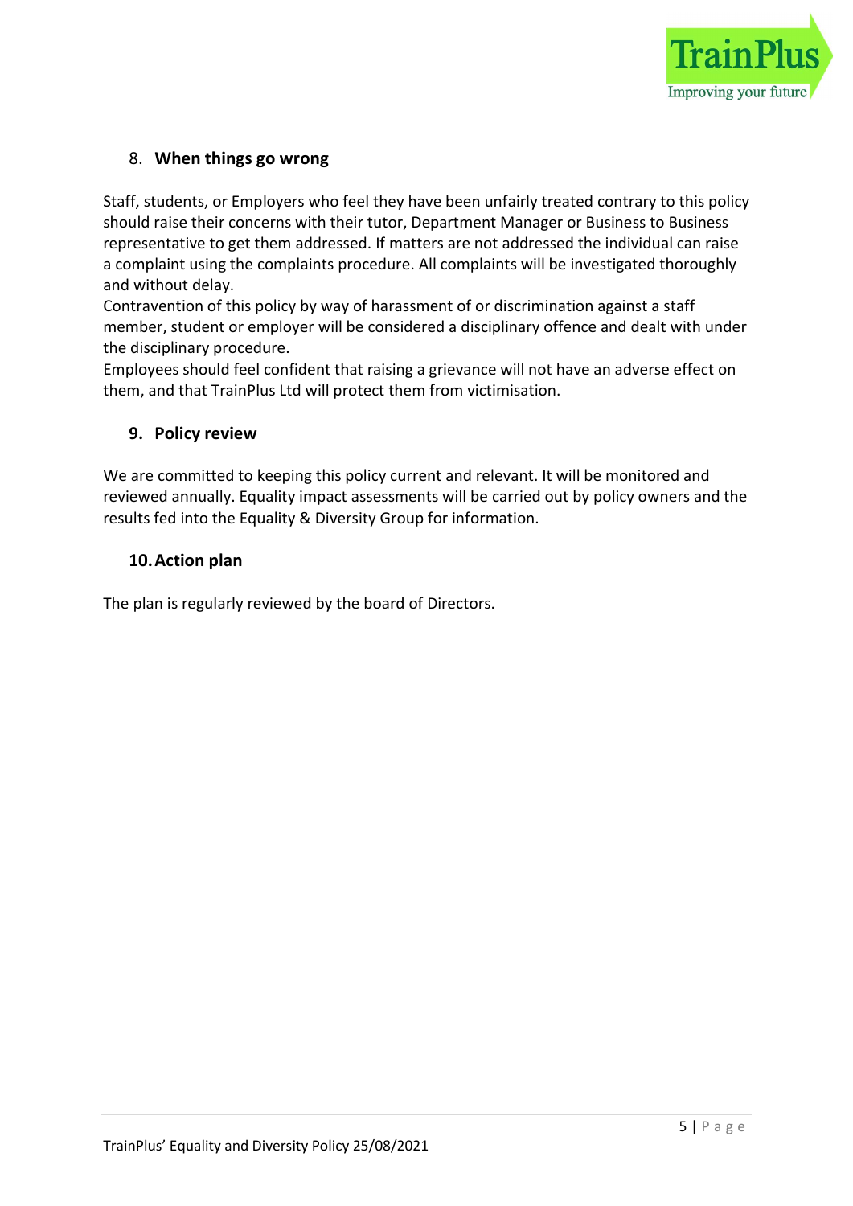## 8. **When things go wrong**

Staff, students, or Employers who feel they have been unfairly treated contrary to this policy should raise their concerns with their tutor, Department Manager or Business to Business representative to get them addressed. If matters are not addressed the individual can raise a complaint using the complaints procedure. All complaints will be investigated thoroughly and without delay.

Contravention of this policy by way of harassment of or discrimination against a staff member, student or employer will be considered a disciplinary offence and dealt with under the disciplinary procedure.

Employees should feel confident that raising a grievance will not have an adverse effect on them, and that TrainPlus Ltd will protect them from victimisation.

## 9. **Policy review**

We are committed to keeping this policy current and relevant. It will be monitored and reviewed annually. Equality impact assessments will be carried out by policy owners and the results fed into the Equality & Diversity Group for information.

## 10. **Action plan**

The plan is regularly reviewed by the board of Directors.